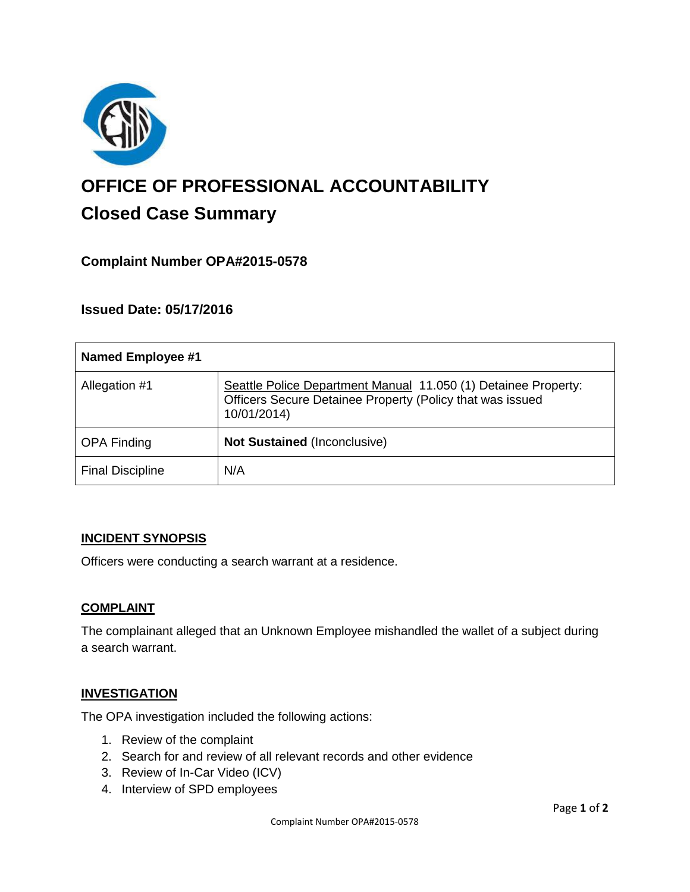# OFFICE OF PROFESSIONAL ACCOUNTABILITY

## Closed Case Summary

### Complaint Number OPA#2015-0578

### Issued Date: 05/17/2016

| **Named Employee #1** | |
|---|---|
| Allegation #1 | Seattle Police Department Manual 11.050 (1) Detainee Property: Officers Secure Detainee Property (Policy that was issued 10/01/2014) |
| OPA Finding | **Not Sustained** (Inconclusive) |
| Final Discipline | N/A |

**INCIDENT SYNOPSIS**

Officers were conducting a search warrant at a residence.

**COMPLAINT**

The complainant alleged that an Unknown Employee mishandled the wallet of a subject during a search warrant.

**INVESTIGATION**

The OPA investigation included the following actions:

1. Review of the complaint
2. Search for and review of all relevant records and other evidence
3. Review of In-Car Video (ICV)
4. Interview of SPD employees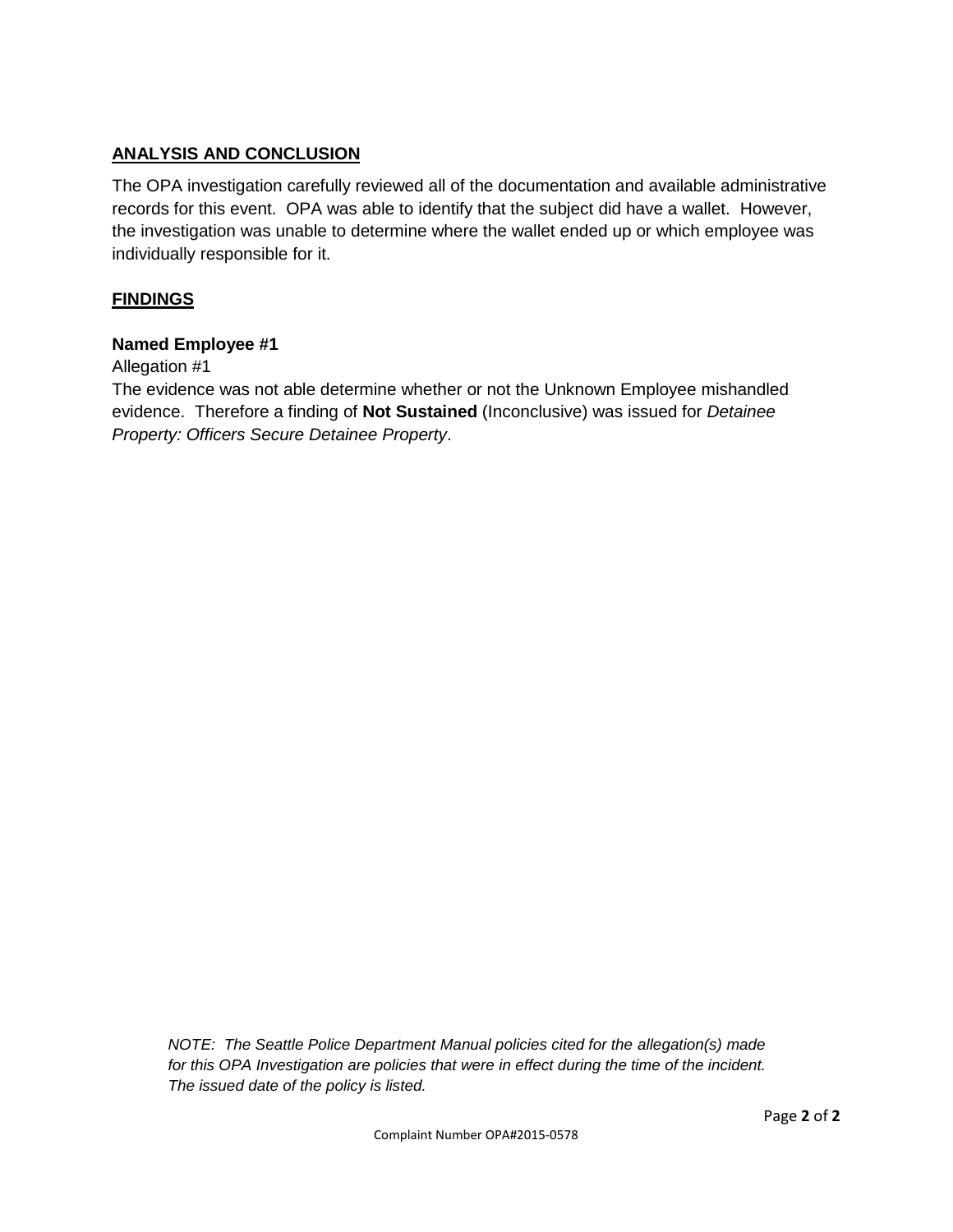## ANALYSIS AND CONCLUSION

The OPA investigation carefully reviewed all of the documentation and available administrative records for this event. OPA was able to identify that the subject did have a wallet. However, the investigation was unable to determine where the wallet ended up or which employee was individually responsible for it.

## FINDINGS

**Named Employee #1**

Allegation #1

The evidence was not able determine whether or not the Unknown Employee mishandled evidence. Therefore a finding of **Not Sustained** (Inconclusive) was issued for *Detainee Property: Officers Secure Detainee Property*.

*NOTE: The Seattle Police Department Manual policies cited for the allegation(s) made for this OPA Investigation are policies that were in effect during the time of the incident. The issued date of the policy is listed.*

Complaint Number OPA#2015-0578